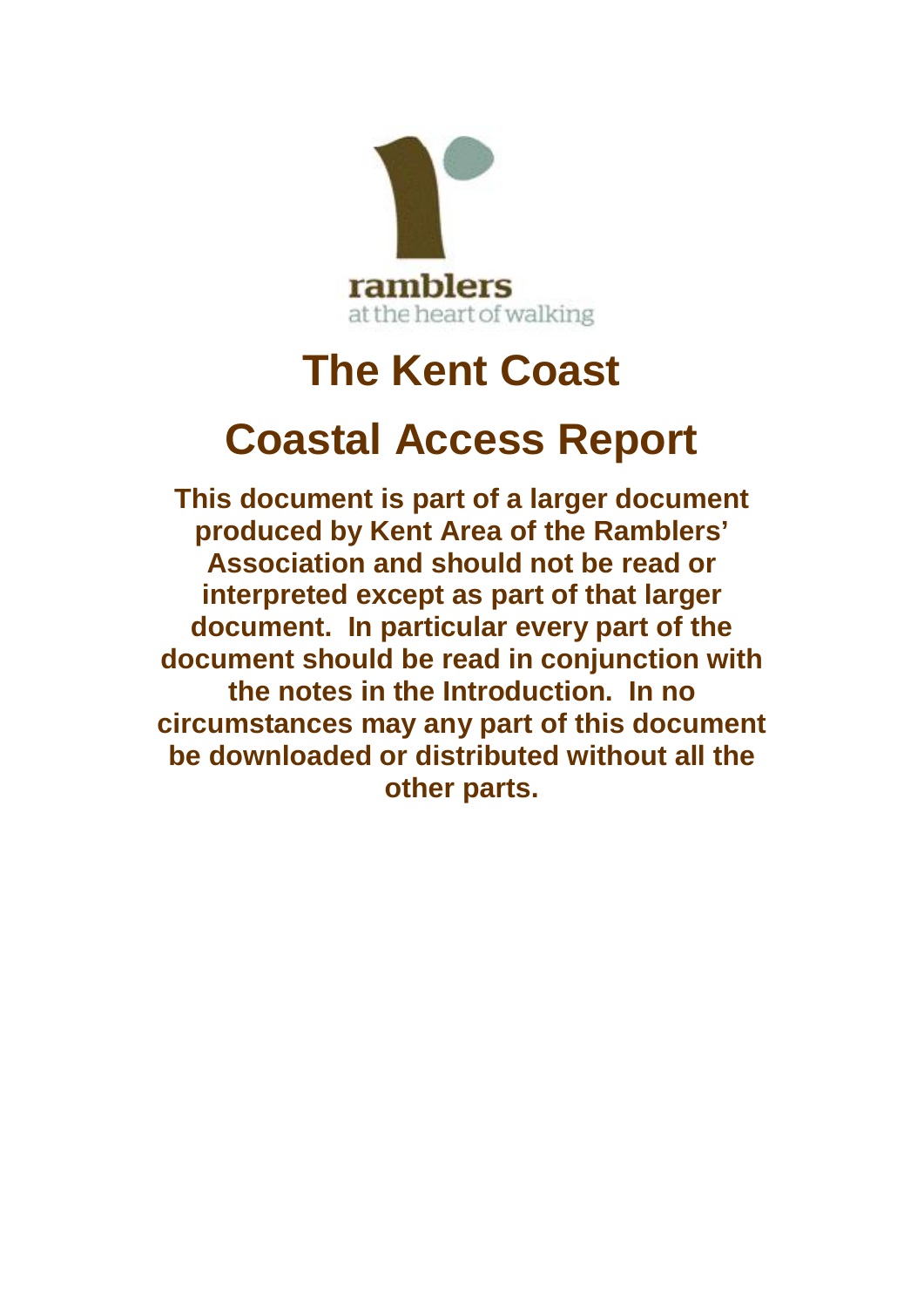ramblers

at the heart of walking

# The Kent Coast

# Coastal Access Report

**This document is part of a larger document produced by Kent Area of the Ramblers' Association and should not be read or interpreted except as part of that larger document. In particular every part of the document should be read in conjunction with the notes in the Introduction. In no circumstances may any part of this document be downloaded or distributed without all the other parts.**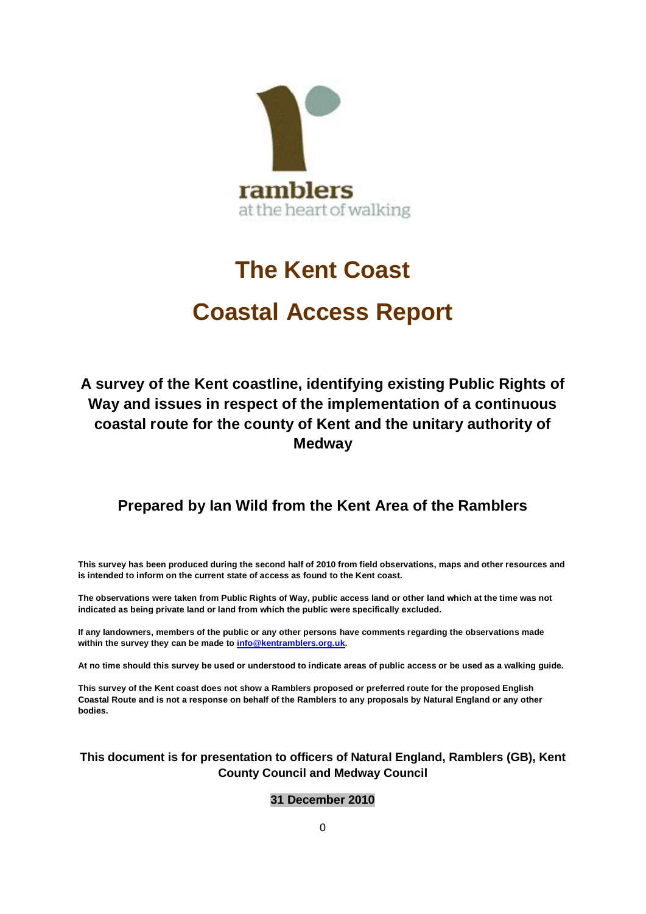ramblers
at the heart of walking

# The Kent Coast

# Coastal Access Report

### A survey of the Kent coastline, identifying existing Public Rights of Way and issues in respect of the implementation of a continuous coastal route for the county of Kent and the unitary authority of Medway

### Prepared by Ian Wild from the Kent Area of the Ramblers

**This survey has been produced during the second half of 2010 from field observations, maps and other resources and is intended to inform on the current state of access as found to the Kent coast.**

**The observations were taken from Public Rights of Way, public access land or other land which at the time was not indicated as being private land or land from which the public were specifically excluded.**

**If any landowners, members of the public or any other persons have comments regarding the observations made within the survey they can be made to [info@kentramblers.org.uk](mailto:info@kentramblers.org.uk).**

**At no time should this survey be used or understood to indicate areas of public access or be used as a walking guide.**

**This survey of the Kent coast does not show a Ramblers proposed or preferred route for the proposed English Coastal Route and is not a response on behalf of the Ramblers to any proposals by Natural England or any other bodies.**

**This document is for presentation to officers of Natural England, Ramblers (GB), Kent County Council and Medway Council**

**31 December 2010**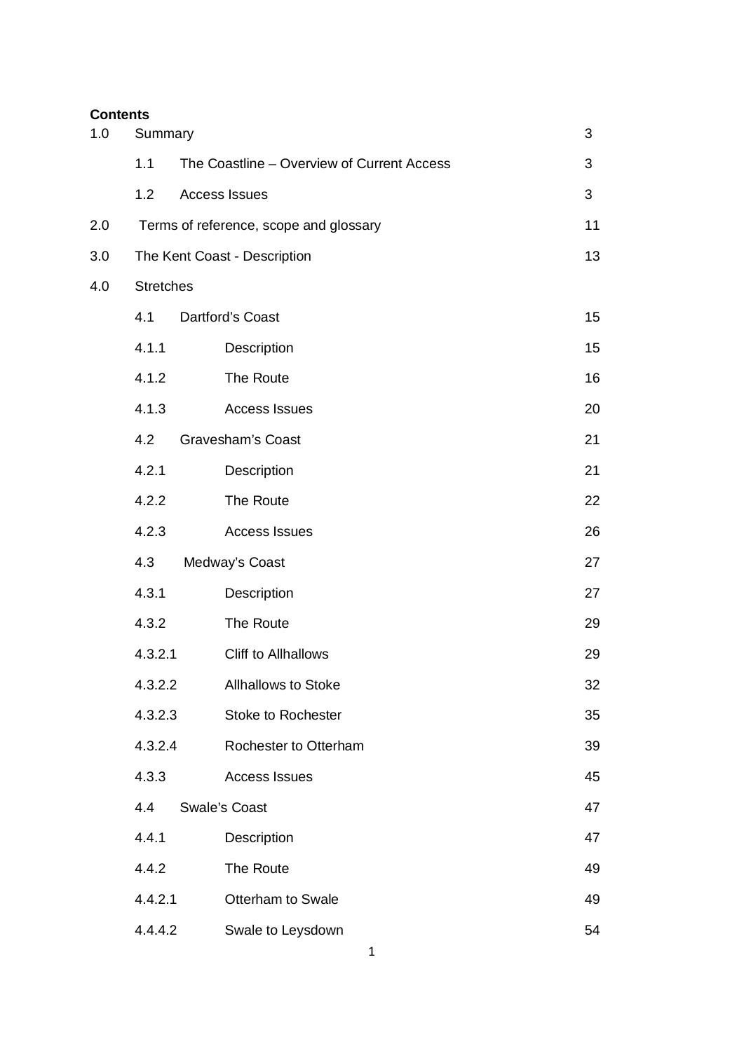**Contents**

| | | |
|---|---|---|
| 1.0 | Summary | 3 |
| | 1.1 The Coastline – Overview of Current Access | 3 |
| | 1.2 Access Issues | 3 |
| 2.0 | Terms of reference, scope and glossary | 11 |
| 3.0 | The Kent Coast - Description | 13 |
| 4.0 | Stretches | |
| | 4.1 Dartford's Coast | 15 |
| | 4.1.1 Description | 15 |
| | 4.1.2 The Route | 16 |
| | 4.1.3 Access Issues | 20 |
| | 4.2 Gravesham's Coast | 21 |
| | 4.2.1 Description | 21 |
| | 4.2.2 The Route | 22 |
| | 4.2.3 Access Issues | 26 |
| | 4.3 Medway's Coast | 27 |
| | 4.3.1 Description | 27 |
| | 4.3.2 The Route | 29 |
| | 4.3.2.1 Cliff to Allhallows | 29 |
| | 4.3.2.2 Allhallows to Stoke | 32 |
| | 4.3.2.3 Stoke to Rochester | 35 |
| | 4.3.2.4 Rochester to Otterham | 39 |
| | 4.3.3 Access Issues | 45 |
| | 4.4 Swale's Coast | 47 |
| | 4.4.1 Description | 47 |
| | 4.4.2 The Route | 49 |
| | 4.4.2.1 Otterham to Swale | 49 |
| | 4.4.4.2 Swale to Leysdown | 54 |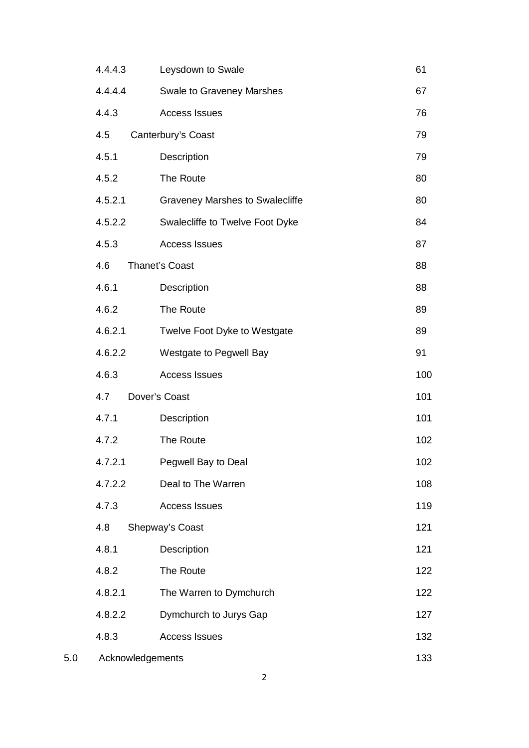| | | |
|---|---|---|
| 4.4.4.3 | Leysdown to Swale | 61 |
| 4.4.4.4 | Swale to Graveney Marshes | 67 |
| 4.4.3 | Access Issues | 76 |
| 4.5 | Canterbury's Coast | 79 |
| 4.5.1 | Description | 79 |
| 4.5.2 | The Route | 80 |
| 4.5.2.1 | Graveney Marshes to Swalecliffe | 80 |
| 4.5.2.2 | Swalecliffe to Twelve Foot Dyke | 84 |
| 4.5.3 | Access Issues | 87 |
| 4.6 | Thanet's Coast | 88 |
| 4.6.1 | Description | 88 |
| 4.6.2 | The Route | 89 |
| 4.6.2.1 | Twelve Foot Dyke to Westgate | 89 |
| 4.6.2.2 | Westgate to Pegwell Bay | 91 |
| 4.6.3 | Access Issues | 100 |
| 4.7 | Dover's Coast | 101 |
| 4.7.1 | Description | 101 |
| 4.7.2 | The Route | 102 |
| 4.7.2.1 | Pegwell Bay to Deal | 102 |
| 4.7.2.2 | Deal to The Warren | 108 |
| 4.7.3 | Access Issues | 119 |
| 4.8 | Shepway's Coast | 121 |
| 4.8.1 | Description | 121 |
| 4.8.2 | The Route | 122 |
| 4.8.2.1 | The Warren to Dymchurch | 122 |
| 4.8.2.2 | Dymchurch to Jurys Gap | 127 |
| 4.8.3 | Access Issues | 132 |
| 5.0 | Acknowledgements | 133 |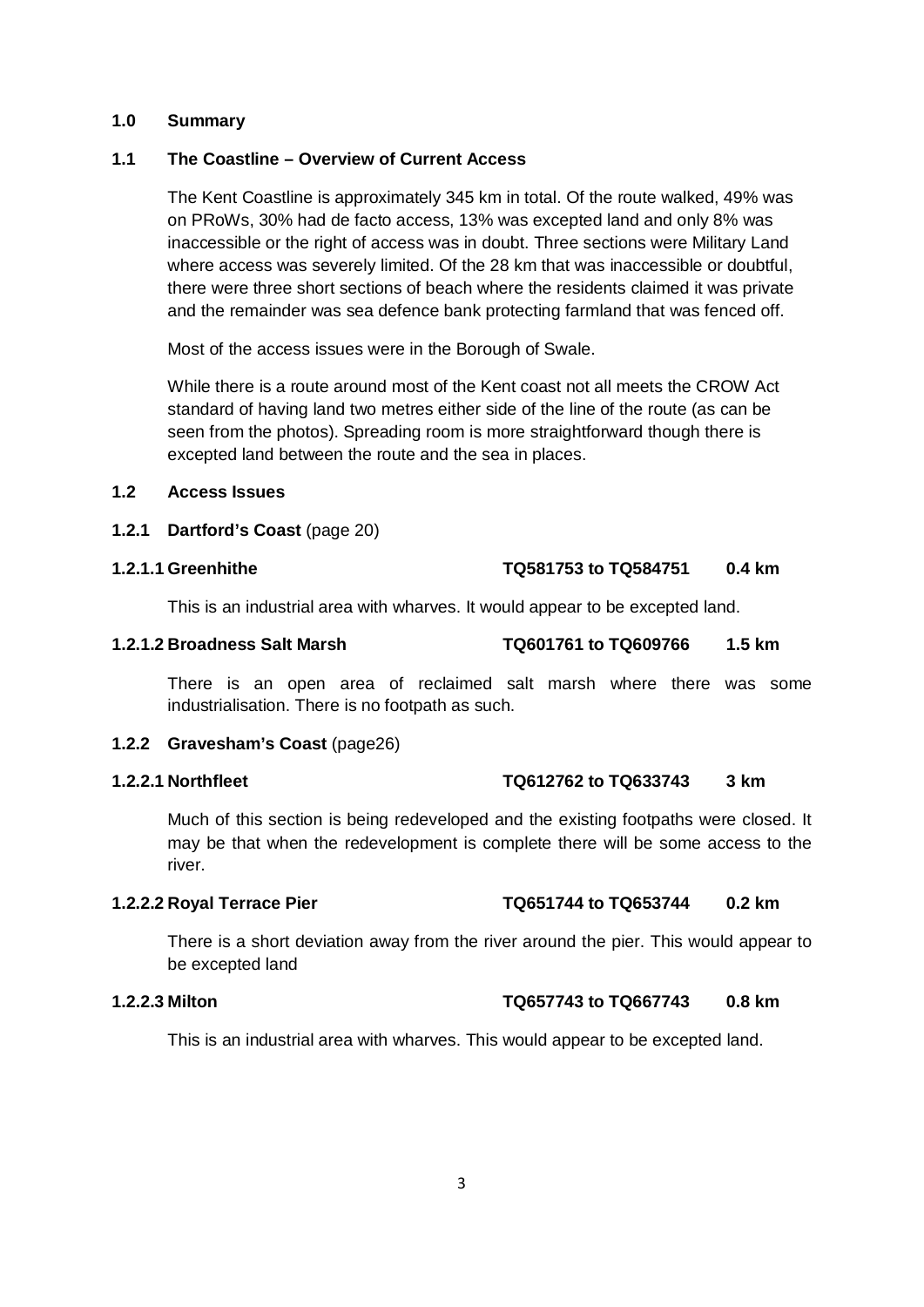## 1.0 Summary

### 1.1 The Coastline – Overview of Current Access

The Kent Coastline is approximately 345 km in total. Of the route walked, 49% was on PRoWs, 30% had de facto access, 13% was excepted land and only 8% was inaccessible or the right of access was in doubt. Three sections were Military Land where access was severely limited. Of the 28 km that was inaccessible or doubtful, there were three short sections of beach where the residents claimed it was private and the remainder was sea defence bank protecting farmland that was fenced off.

Most of the access issues were in the Borough of Swale.

While there is a route around most of the Kent coast not all meets the CROW Act standard of having land two metres either side of the line of the route (as can be seen from the photos). Spreading room is more straightforward though there is excepted land between the route and the sea in places.

### 1.2 Access Issues

#### 1.2.1 Dartford's Coast (page 20)

**1.2.1.1 Greenhithe — TQ581753 to TQ584751 — 0.4 km**

This is an industrial area with wharves. It would appear to be excepted land.

**1.2.1.2 Broadness Salt Marsh — TQ601761 to TQ609766 — 1.5 km**

There is an open area of reclaimed salt marsh where there was some industrialisation. There is no footpath as such.

#### 1.2.2 Gravesham's Coast (page26)

**1.2.2.1 Northfleet — TQ612762 to TQ633743 — 3 km**

Much of this section is being redeveloped and the existing footpaths were closed. It may be that when the redevelopment is complete there will be some access to the river.

**1.2.2.2 Royal Terrace Pier — TQ651744 to TQ653744 — 0.2 km**

There is a short deviation away from the river around the pier. This would appear to be excepted land

**1.2.2.3 Milton — TQ657743 to TQ667743 — 0.8 km**

This is an industrial area with wharves. This would appear to be excepted land.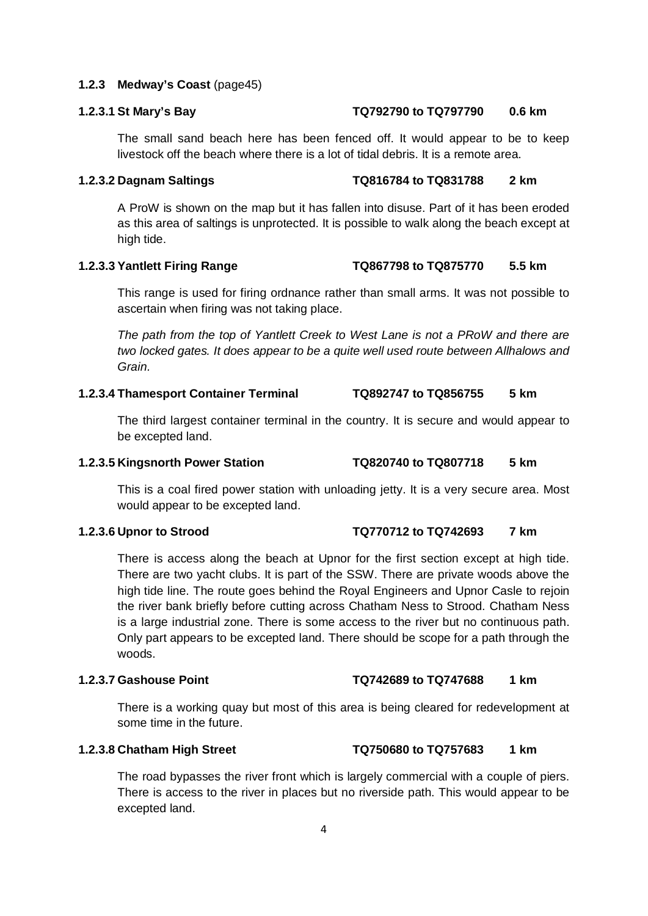### 1.2.3 Medway's Coast (page45)

#### 1.2.3.1 St Mary's Bay TQ792790 to TQ797790 0.6 km

The small sand beach here has been fenced off. It would appear to be to keep livestock off the beach where there is a lot of tidal debris. It is a remote area.

#### 1.2.3.2 Dagnam Saltings TQ816784 to TQ831788 2 km

A ProW is shown on the map but it has fallen into disuse. Part of it has been eroded as this area of saltings is unprotected. It is possible to walk along the beach except at high tide.

#### 1.2.3.3 Yantlett Firing Range TQ867798 to TQ875770 5.5 km

This range is used for firing ordnance rather than small arms. It was not possible to ascertain when firing was not taking place.

*The path from the top of Yantlett Creek to West Lane is not a PRoW and there are two locked gates. It does appear to be a quite well used route between Allhalows and Grain.*

#### 1.2.3.4 Thamesport Container Terminal TQ892747 to TQ856755 5 km

The third largest container terminal in the country. It is secure and would appear to be excepted land.

#### 1.2.3.5 Kingsnorth Power Station TQ820740 to TQ807718 5 km

This is a coal fired power station with unloading jetty. It is a very secure area. Most would appear to be excepted land.

#### 1.2.3.6 Upnor to Strood TQ770712 to TQ742693 7 km

There is access along the beach at Upnor for the first section except at high tide. There are two yacht clubs. It is part of the SSW. There are private woods above the high tide line. The route goes behind the Royal Engineers and Upnor Casle to rejoin the river bank briefly before cutting across Chatham Ness to Strood. Chatham Ness is a large industrial zone. There is some access to the river but no continuous path. Only part appears to be excepted land. There should be scope for a path through the woods.

#### 1.2.3.7 Gashouse Point TQ742689 to TQ747688 1 km

There is a working quay but most of this area is being cleared for redevelopment at some time in the future.

#### 1.2.3.8 Chatham High Street TQ750680 to TQ757683 1 km

The road bypasses the river front which is largely commercial with a couple of piers. There is access to the river in places but no riverside path. This would appear to be excepted land.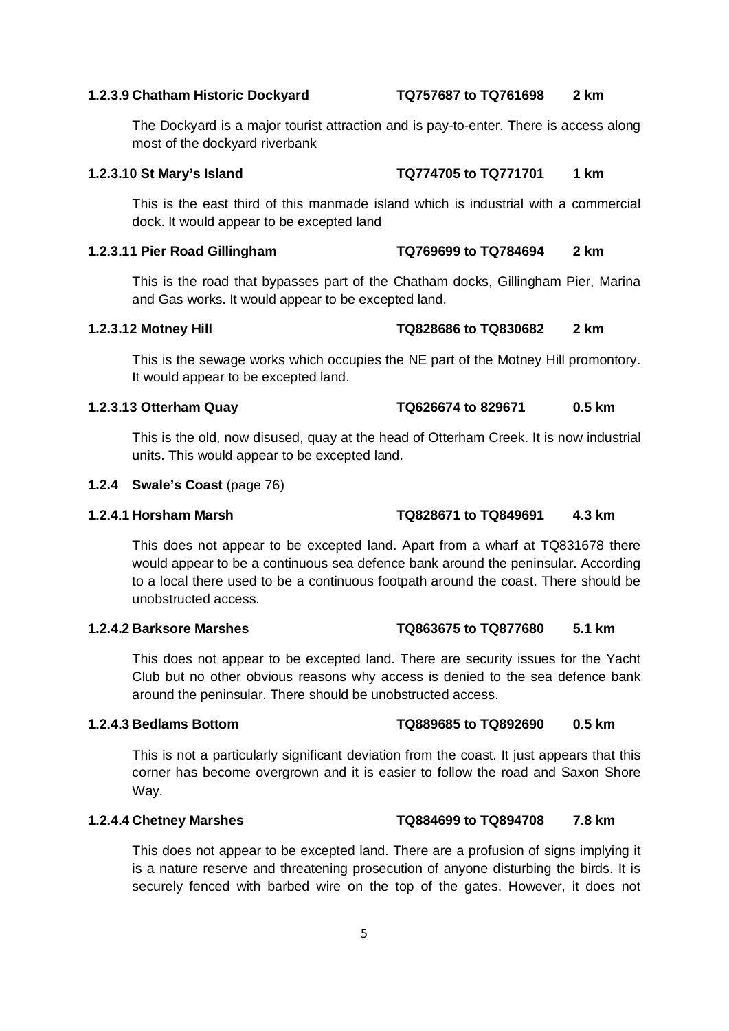**1.2.3.9 Chatham Historic Dockyard TQ757687 to TQ761698 2 km**

The Dockyard is a major tourist attraction and is pay-to-enter. There is access along most of the dockyard riverbank

**1.2.3.10 St Mary's Island TQ774705 to TQ771701 1 km**

This is the east third of this manmade island which is industrial with a commercial dock. It would appear to be excepted land

**1.2.3.11 Pier Road Gillingham TQ769699 to TQ784694 2 km**

This is the road that bypasses part of the Chatham docks, Gillingham Pier, Marina and Gas works. It would appear to be excepted land.

**1.2.3.12 Motney Hill TQ828686 to TQ830682 2 km**

This is the sewage works which occupies the NE part of the Motney Hill promontory. It would appear to be excepted land.

**1.2.3.13 Otterham Quay TQ626674 to 829671 0.5 km**

This is the old, now disused, quay at the head of Otterham Creek. It is now industrial units. This would appear to be excepted land.

**1.2.4 Swale's Coast** (page 76)

**1.2.4.1 Horsham Marsh TQ828671 to TQ849691 4.3 km**

This does not appear to be excepted land. Apart from a wharf at TQ831678 there would appear to be a continuous sea defence bank around the peninsular. According to a local there used to be a continuous footpath around the coast. There should be unobstructed access.

**1.2.4.2 Barksore Marshes TQ863675 to TQ877680 5.1 km**

This does not appear to be excepted land. There are security issues for the Yacht Club but no other obvious reasons why access is denied to the sea defence bank around the peninsular. There should be unobstructed access.

**1.2.4.3 Bedlams Bottom TQ889685 to TQ892690 0.5 km**

This is not a particularly significant deviation from the coast. It just appears that this corner has become overgrown and it is easier to follow the road and Saxon Shore Way.

**1.2.4.4 Chetney Marshes TQ884699 to TQ894708 7.8 km**

This does not appear to be excepted land. There are a profusion of signs implying it is a nature reserve and threatening prosecution of anyone disturbing the birds. It is securely fenced with barbed wire on the top of the gates. However, it does not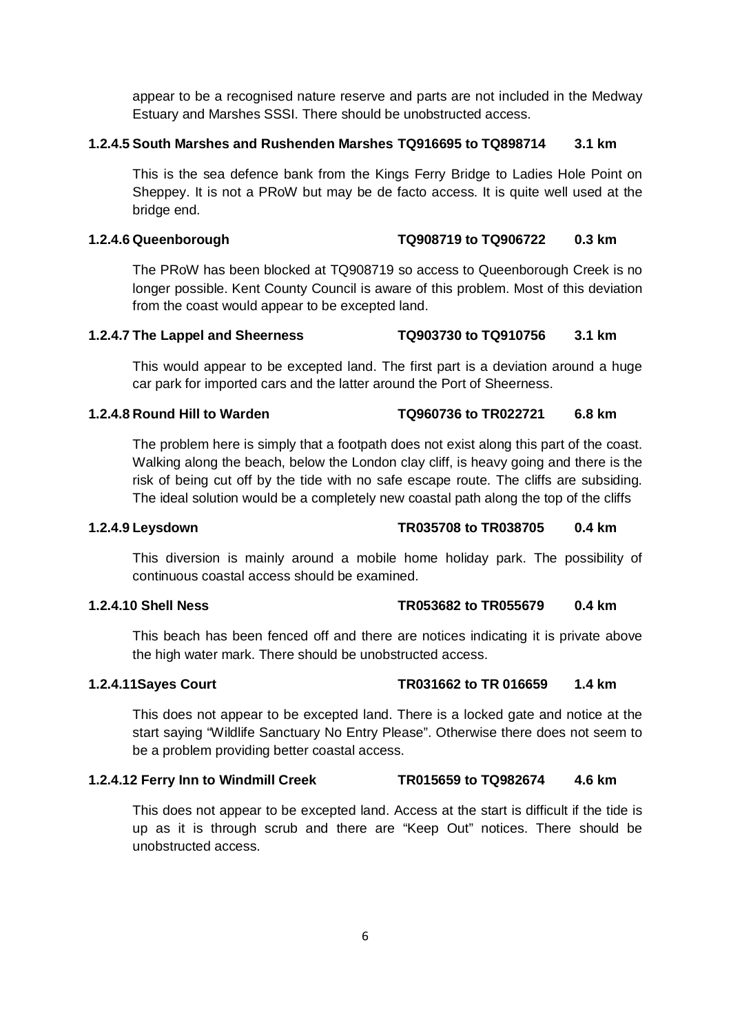appear to be a recognised nature reserve and parts are not included in the Medway Estuary and Marshes SSSI. There should be unobstructed access.

#### 1.2.4.5 South Marshes and Rushenden Marshes TQ916695 to TQ898714 3.1 km

This is the sea defence bank from the Kings Ferry Bridge to Ladies Hole Point on Sheppey. It is not a PRoW but may be de facto access. It is quite well used at the bridge end.

#### 1.2.4.6 Queenborough TQ908719 to TQ906722 0.3 km

The PRoW has been blocked at TQ908719 so access to Queenborough Creek is no longer possible. Kent County Council is aware of this problem. Most of this deviation from the coast would appear to be excepted land.

#### 1.2.4.7 The Lappel and Sheerness TQ903730 to TQ910756 3.1 km

This would appear to be excepted land. The first part is a deviation around a huge car park for imported cars and the latter around the Port of Sheerness.

#### 1.2.4.8 Round Hill to Warden TQ960736 to TR022721 6.8 km

The problem here is simply that a footpath does not exist along this part of the coast. Walking along the beach, below the London clay cliff, is heavy going and there is the risk of being cut off by the tide with no safe escape route. The cliffs are subsiding. The ideal solution would be a completely new coastal path along the top of the cliffs

#### 1.2.4.9 Leysdown TR035708 to TR038705 0.4 km

This diversion is mainly around a mobile home holiday park. The possibility of continuous coastal access should be examined.

#### 1.2.4.10 Shell Ness TR053682 to TR055679 0.4 km

This beach has been fenced off and there are notices indicating it is private above the high water mark. There should be unobstructed access.

#### 1.2.4.11 Sayes Court TR031662 to TR 016659 1.4 km

This does not appear to be excepted land. There is a locked gate and notice at the start saying "Wildlife Sanctuary No Entry Please". Otherwise there does not seem to be a problem providing better coastal access.

#### 1.2.4.12 Ferry Inn to Windmill Creek TR015659 to TQ982674 4.6 km

This does not appear to be excepted land. Access at the start is difficult if the tide is up as it is through scrub and there are "Keep Out" notices. There should be unobstructed access.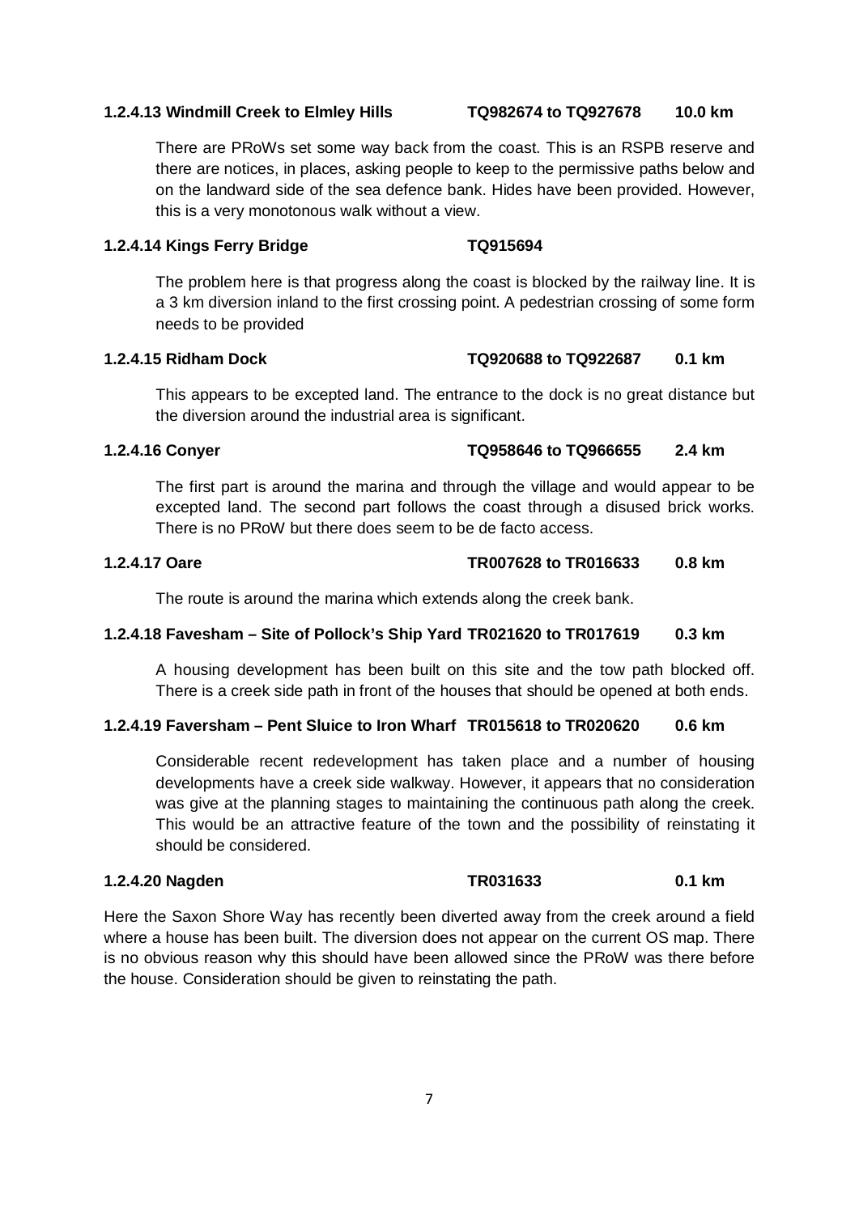**1.2.4.13 Windmill Creek to Elmley Hills TQ982674 to TQ927678 10.0 km**

There are PRoWs set some way back from the coast. This is an RSPB reserve and there are notices, in places, asking people to keep to the permissive paths below and on the landward side of the sea defence bank. Hides have been provided. However, this is a very monotonous walk without a view.

**1.2.4.14 Kings Ferry Bridge TQ915694**

The problem here is that progress along the coast is blocked by the railway line. It is a 3 km diversion inland to the first crossing point. A pedestrian crossing of some form needs to be provided

**1.2.4.15 Ridham Dock TQ920688 to TQ922687 0.1 km**

This appears to be excepted land. The entrance to the dock is no great distance but the diversion around the industrial area is significant.

**1.2.4.16 Conyer TQ958646 to TQ966655 2.4 km**

The first part is around the marina and through the village and would appear to be excepted land. The second part follows the coast through a disused brick works. There is no PRoW but there does seem to be de facto access.

**1.2.4.17 Oare TR007628 to TR016633 0.8 km**

The route is around the marina which extends along the creek bank.

**1.2.4.18 Favesham – Site of Pollock's Ship Yard TR021620 to TR017619 0.3 km**

A housing development has been built on this site and the tow path blocked off. There is a creek side path in front of the houses that should be opened at both ends.

**1.2.4.19 Faversham – Pent Sluice to Iron Wharf TR015618 to TR020620 0.6 km**

Considerable recent redevelopment has taken place and a number of housing developments have a creek side walkway. However, it appears that no consideration was give at the planning stages to maintaining the continuous path along the creek. This would be an attractive feature of the town and the possibility of reinstating it should be considered.

**1.2.4.20 Nagden TR031633 0.1 km**

Here the Saxon Shore Way has recently been diverted away from the creek around a field where a house has been built. The diversion does not appear on the current OS map. There is no obvious reason why this should have been allowed since the PRoW was there before the house. Consideration should be given to reinstating the path.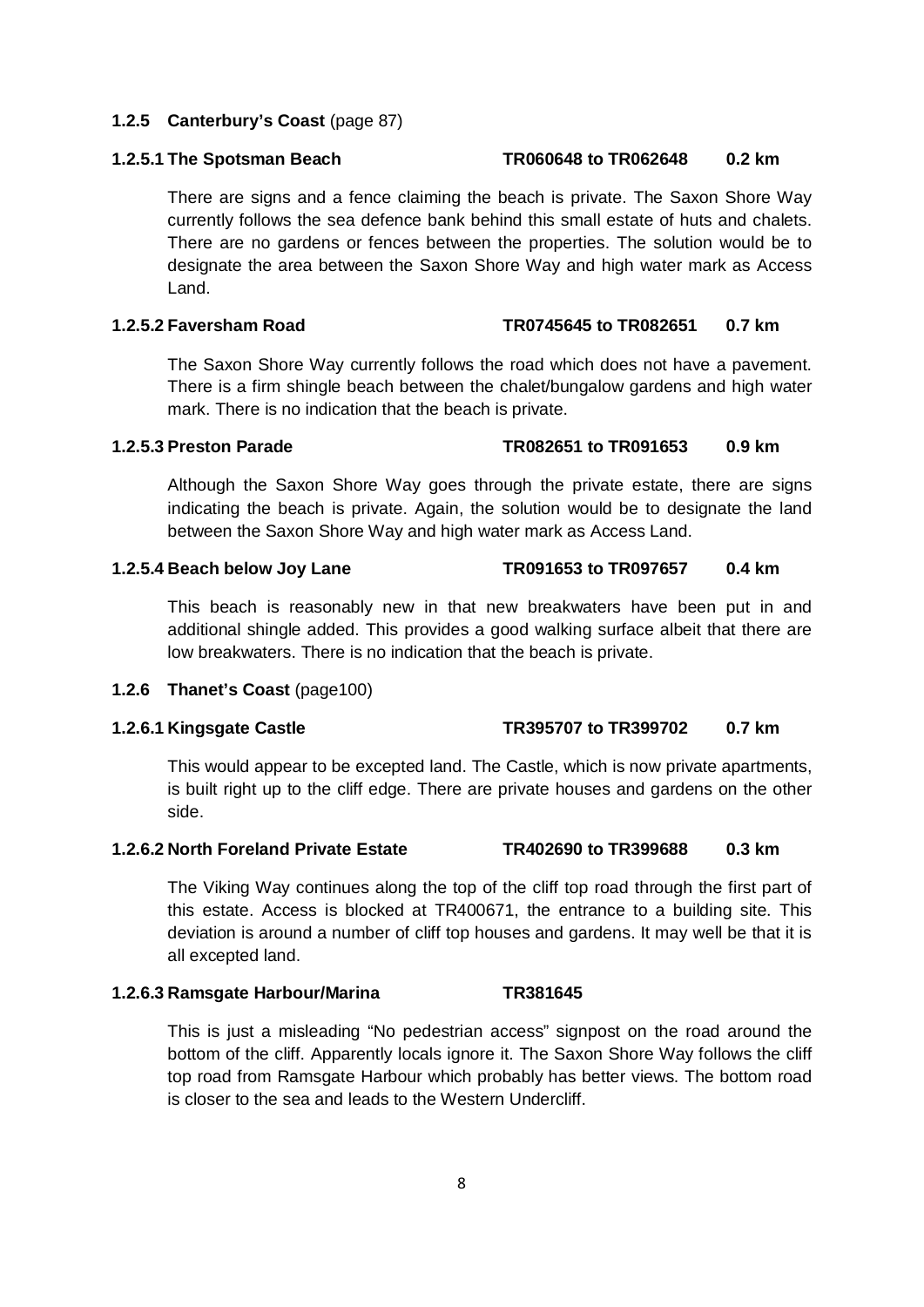### 1.2.5 Canterbury's Coast (page 87)

#### 1.2.5.1 The Spotsman Beach — TR060648 to TR062648 — 0.2 km

There are signs and a fence claiming the beach is private. The Saxon Shore Way currently follows the sea defence bank behind this small estate of huts and chalets. There are no gardens or fences between the properties. The solution would be to designate the area between the Saxon Shore Way and high water mark as Access Land.

#### 1.2.5.2 Faversham Road — TR0745645 to TR082651 — 0.7 km

The Saxon Shore Way currently follows the road which does not have a pavement. There is a firm shingle beach between the chalet/bungalow gardens and high water mark. There is no indication that the beach is private.

#### 1.2.5.3 Preston Parade — TR082651 to TR091653 — 0.9 km

Although the Saxon Shore Way goes through the private estate, there are signs indicating the beach is private. Again, the solution would be to designate the land between the Saxon Shore Way and high water mark as Access Land.

#### 1.2.5.4 Beach below Joy Lane — TR091653 to TR097657 — 0.4 km

This beach is reasonably new in that new breakwaters have been put in and additional shingle added. This provides a good walking surface albeit that there are low breakwaters. There is no indication that the beach is private.

### 1.2.6 Thanet's Coast (page100)

#### 1.2.6.1 Kingsgate Castle — TR395707 to TR399702 — 0.7 km

This would appear to be excepted land. The Castle, which is now private apartments, is built right up to the cliff edge. There are private houses and gardens on the other side.

#### 1.2.6.2 North Foreland Private Estate — TR402690 to TR399688 — 0.3 km

The Viking Way continues along the top of the cliff top road through the first part of this estate. Access is blocked at TR400671, the entrance to a building site. This deviation is around a number of cliff top houses and gardens. It may well be that it is all excepted land.

#### 1.2.6.3 Ramsgate Harbour/Marina — TR381645

This is just a misleading "No pedestrian access" signpost on the road around the bottom of the cliff. Apparently locals ignore it. The Saxon Shore Way follows the cliff top road from Ramsgate Harbour which probably has better views. The bottom road is closer to the sea and leads to the Western Undercliff.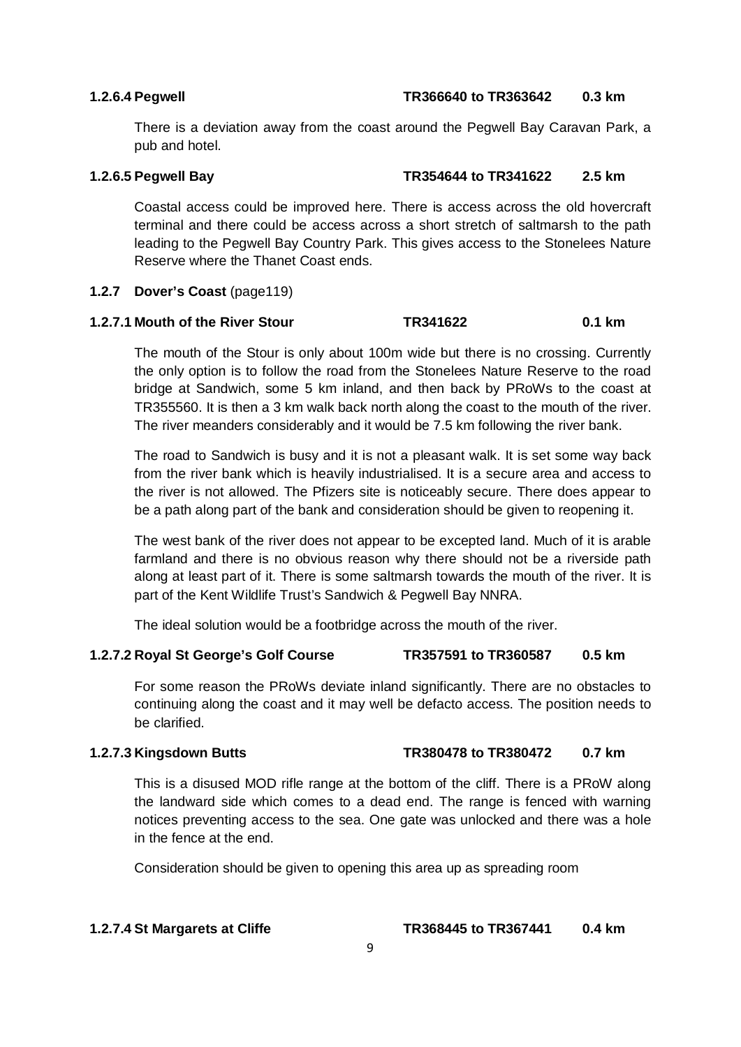#### 1.2.6.4 Pegwell TR366640 to TR363642 0.3 km

There is a deviation away from the coast around the Pegwell Bay Caravan Park, a pub and hotel.

#### 1.2.6.5 Pegwell Bay TR354644 to TR341622 2.5 km

Coastal access could be improved here. There is access across the old hovercraft terminal and there could be access across a short stretch of saltmarsh to the path leading to the Pegwell Bay Country Park. This gives access to the Stonelees Nature Reserve where the Thanet Coast ends.

### 1.2.7 Dover's Coast (page119)

#### 1.2.7.1 Mouth of the River Stour TR341622 0.1 km

The mouth of the Stour is only about 100m wide but there is no crossing. Currently the only option is to follow the road from the Stonelees Nature Reserve to the road bridge at Sandwich, some 5 km inland, and then back by PRoWs to the coast at TR355560. It is then a 3 km walk back north along the coast to the mouth of the river. The river meanders considerably and it would be 7.5 km following the river bank.

The road to Sandwich is busy and it is not a pleasant walk. It is set some way back from the river bank which is heavily industrialised. It is a secure area and access to the river is not allowed. The Pfizers site is noticeably secure. There does appear to be a path along part of the bank and consideration should be given to reopening it.

The west bank of the river does not appear to be excepted land. Much of it is arable farmland and there is no obvious reason why there should not be a riverside path along at least part of it. There is some saltmarsh towards the mouth of the river. It is part of the Kent Wildlife Trust's Sandwich & Pegwell Bay NNRA.

The ideal solution would be a footbridge across the mouth of the river.

#### 1.2.7.2 Royal St George's Golf Course TR357591 to TR360587 0.5 km

For some reason the PRoWs deviate inland significantly. There are no obstacles to continuing along the coast and it may well be defacto access. The position needs to be clarified.

#### 1.2.7.3 Kingsdown Butts TR380478 to TR380472 0.7 km

This is a disused MOD rifle range at the bottom of the cliff. There is a PRoW along the landward side which comes to a dead end. The range is fenced with warning notices preventing access to the sea. One gate was unlocked and there was a hole in the fence at the end.

Consideration should be given to opening this area up as spreading room

#### 1.2.7.4 St Margarets at Cliffe TR368445 to TR367441 0.4 km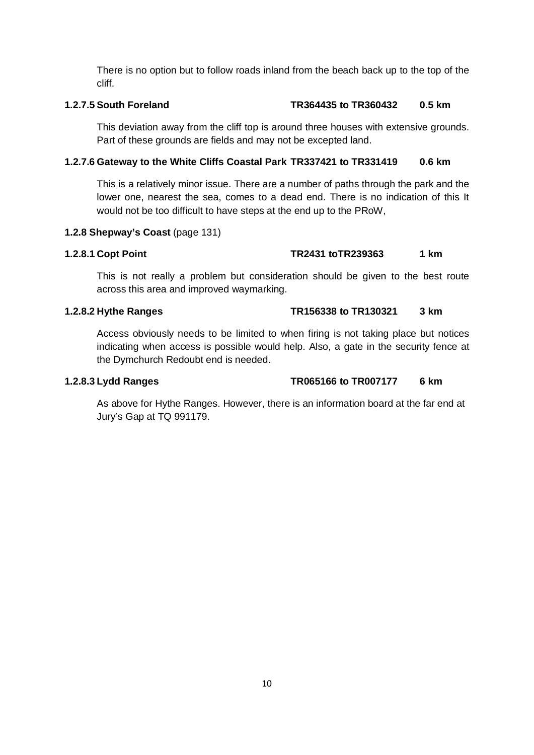There is no option but to follow roads inland from the beach back up to the top of the cliff.

**1.2.7.5 South Foreland TR364435 to TR360432 0.5 km**

This deviation away from the cliff top is around three houses with extensive grounds. Part of these grounds are fields and may not be excepted land.

**1.2.7.6 Gateway to the White Cliffs Coastal Park TR337421 to TR331419 0.6 km**

This is a relatively minor issue. There are a number of paths through the park and the lower one, nearest the sea, comes to a dead end. There is no indication of this It would not be too difficult to have steps at the end up to the PRoW,

**1.2.8 Shepway's Coast** (page 131)

**1.2.8.1 Copt Point TR2431 toTR239363 1 km**

This is not really a problem but consideration should be given to the best route across this area and improved waymarking.

**1.2.8.2 Hythe Ranges TR156338 to TR130321 3 km**

Access obviously needs to be limited to when firing is not taking place but notices indicating when access is possible would help. Also, a gate in the security fence at the Dymchurch Redoubt end is needed.

**1.2.8.3 Lydd Ranges TR065166 to TR007177 6 km**

As above for Hythe Ranges. However, there is an information board at the far end at Jury's Gap at TQ 991179.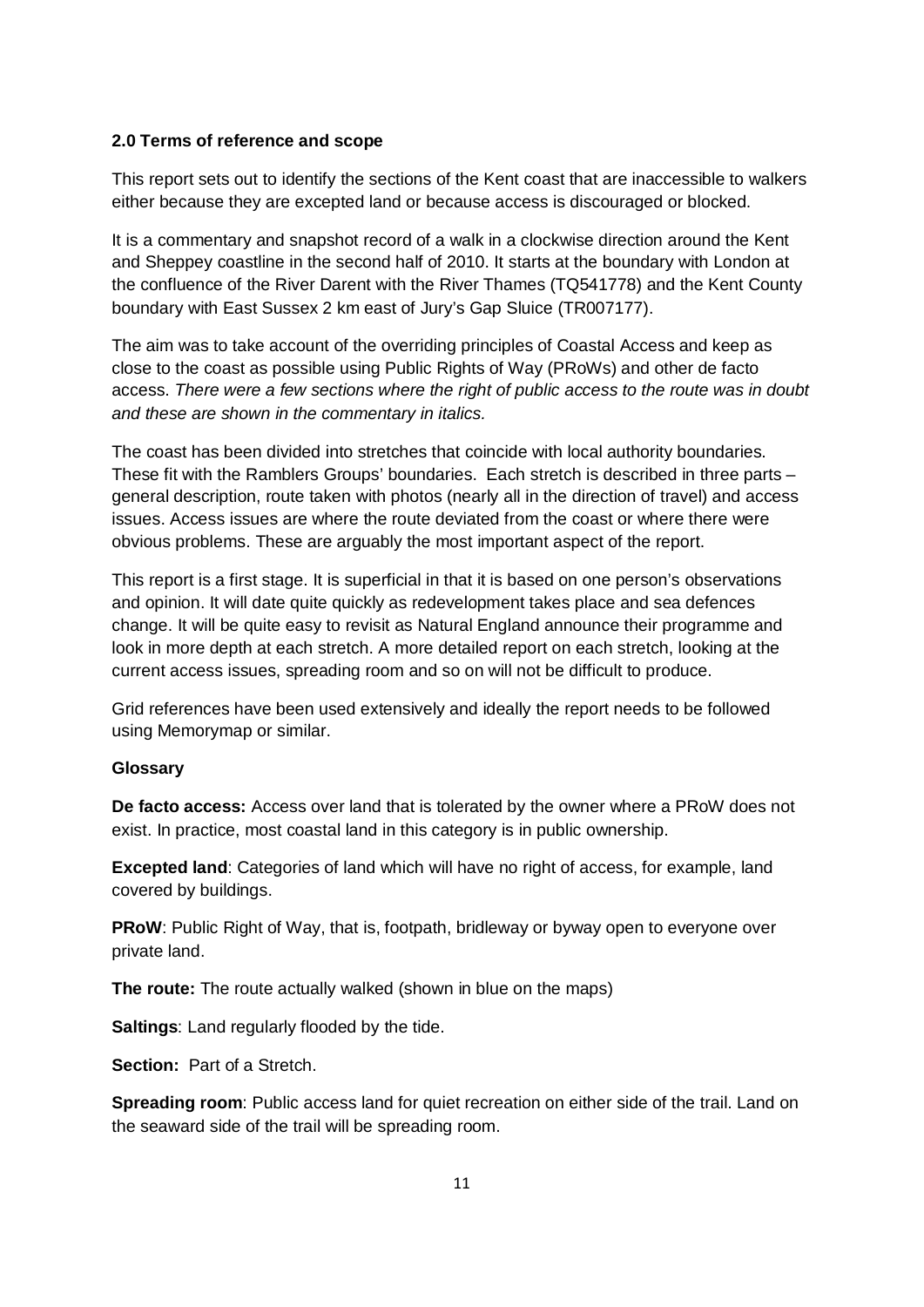## 2.0 Terms of reference and scope

This report sets out to identify the sections of the Kent coast that are inaccessible to walkers either because they are excepted land or because access is discouraged or blocked.

It is a commentary and snapshot record of a walk in a clockwise direction around the Kent and Sheppey coastline in the second half of 2010. It starts at the boundary with London at the confluence of the River Darent with the River Thames (TQ541778) and the Kent County boundary with East Sussex 2 km east of Jury's Gap Sluice (TR007177).

The aim was to take account of the overriding principles of Coastal Access and keep as close to the coast as possible using Public Rights of Way (PRoWs) and other de facto access. *There were a few sections where the right of public access to the route was in doubt and these are shown in the commentary in italics.*

The coast has been divided into stretches that coincide with local authority boundaries. These fit with the Ramblers Groups' boundaries. Each stretch is described in three parts – general description, route taken with photos (nearly all in the direction of travel) and access issues. Access issues are where the route deviated from the coast or where there were obvious problems. These are arguably the most important aspect of the report.

This report is a first stage. It is superficial in that it is based on one person's observations and opinion. It will date quite quickly as redevelopment takes place and sea defences change. It will be quite easy to revisit as Natural England announce their programme and look in more depth at each stretch. A more detailed report on each stretch, looking at the current access issues, spreading room and so on will not be difficult to produce.

Grid references have been used extensively and ideally the report needs to be followed using Memorymap or similar.

### Glossary

**De facto access:** Access over land that is tolerated by the owner where a PRoW does not exist. In practice, most coastal land in this category is in public ownership.

**Excepted land**: Categories of land which will have no right of access, for example, land covered by buildings.

**PRoW**: Public Right of Way, that is, footpath, bridleway or byway open to everyone over private land.

**The route:** The route actually walked (shown in blue on the maps)

**Saltings**: Land regularly flooded by the tide.

**Section:** Part of a Stretch.

**Spreading room**: Public access land for quiet recreation on either side of the trail. Land on the seaward side of the trail will be spreading room.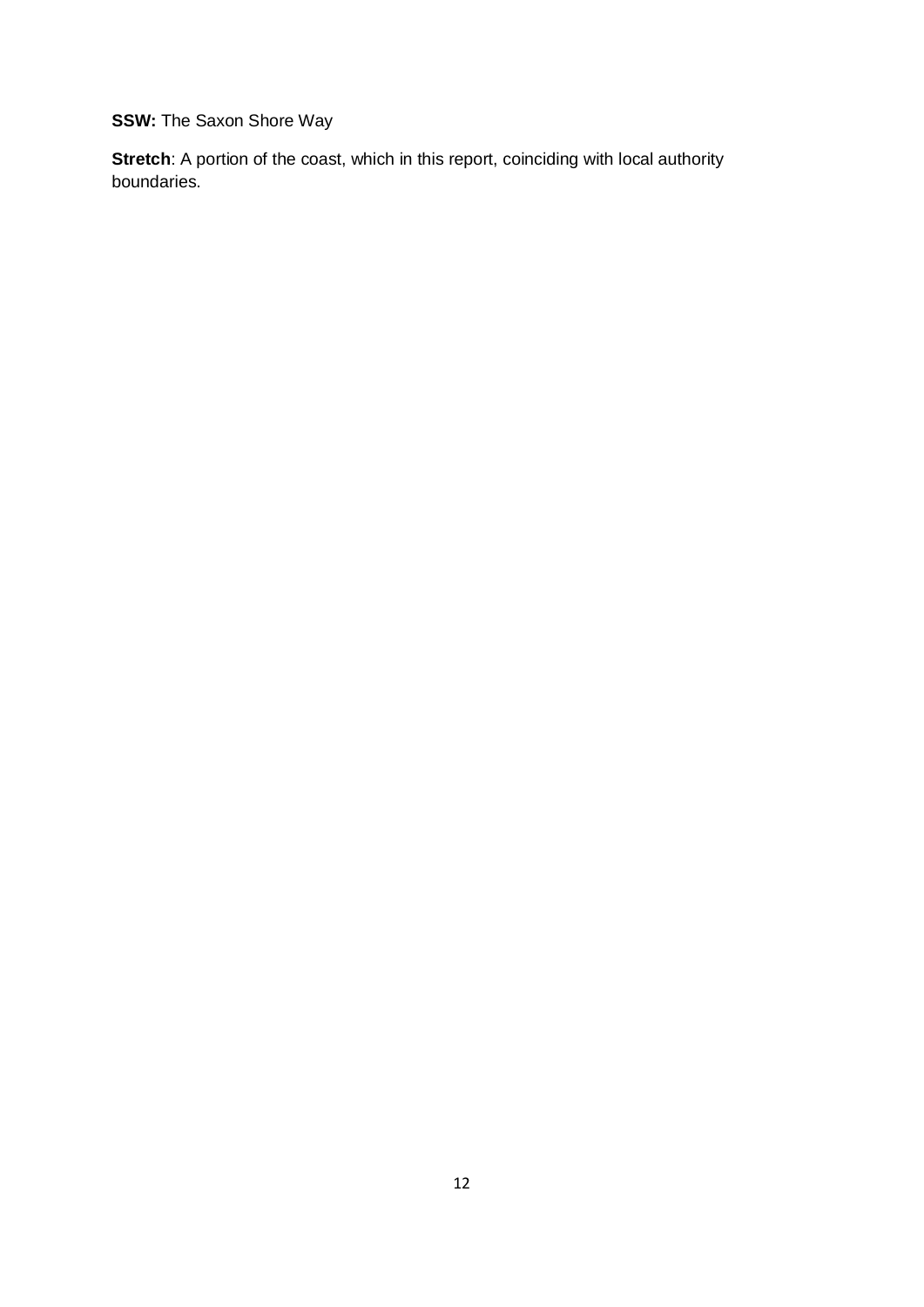**SSW:** The Saxon Shore Way

**Stretch**: A portion of the coast, which in this report, coinciding with local authority boundaries.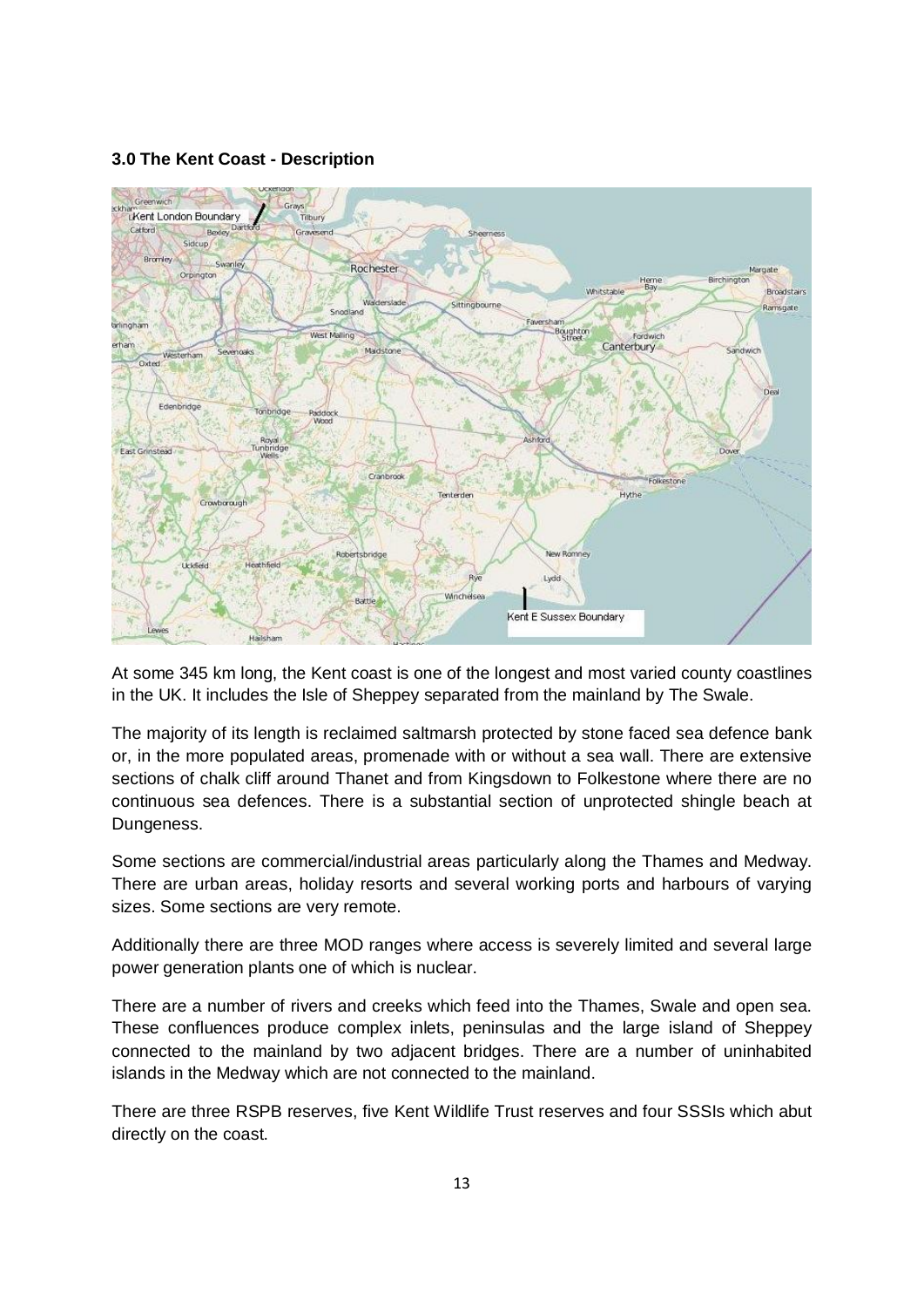**3.0 The Kent Coast - Description**

At some 345 km long, the Kent coast is one of the longest and most varied county coastlines in the UK. It includes the Isle of Sheppey separated from the mainland by The Swale.

The majority of its length is reclaimed saltmarsh protected by stone faced sea defence bank or, in the more populated areas, promenade with or without a sea wall. There are extensive sections of chalk cliff around Thanet and from Kingsdown to Folkestone where there are no continuous sea defences. There is a substantial section of unprotected shingle beach at Dungeness.

Some sections are commercial/industrial areas particularly along the Thames and Medway. There are urban areas, holiday resorts and several working ports and harbours of varying sizes. Some sections are very remote.

Additionally there are three MOD ranges where access is severely limited and several large power generation plants one of which is nuclear.

There are a number of rivers and creeks which feed into the Thames, Swale and open sea. These confluences produce complex inlets, peninsulas and the large island of Sheppey connected to the mainland by two adjacent bridges. There are a number of uninhabited islands in the Medway which are not connected to the mainland.

There are three RSPB reserves, five Kent Wildlife Trust reserves and four SSSIs which abut directly on the coast.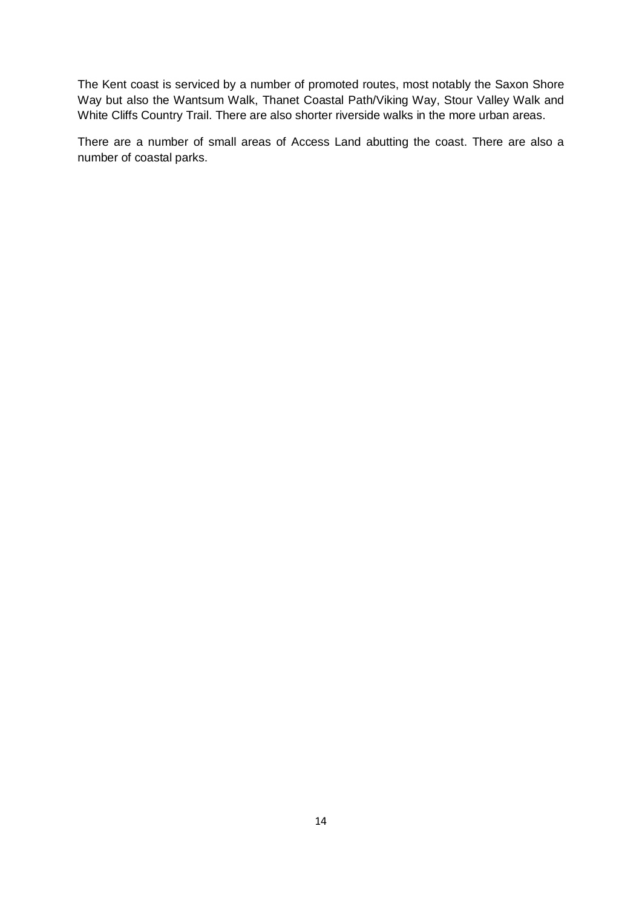The Kent coast is serviced by a number of promoted routes, most notably the Saxon Shore Way but also the Wantsum Walk, Thanet Coastal Path/Viking Way, Stour Valley Walk and White Cliffs Country Trail. There are also shorter riverside walks in the more urban areas.

There are a number of small areas of Access Land abutting the coast. There are also a number of coastal parks.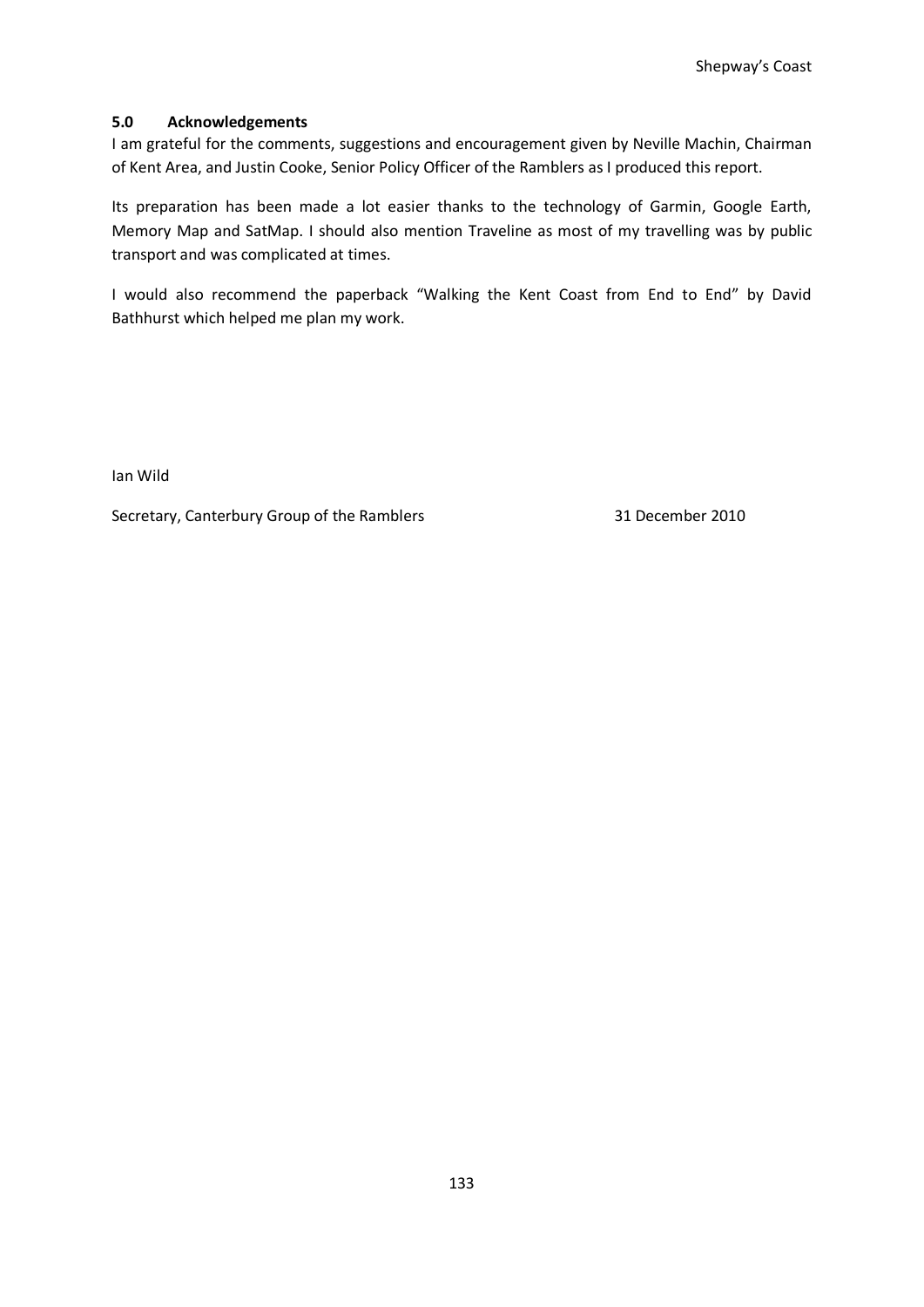## 5.0 Acknowledgements

I am grateful for the comments, suggestions and encouragement given by Neville Machin, Chairman of Kent Area, and Justin Cooke, Senior Policy Officer of the Ramblers as I produced this report.

Its preparation has been made a lot easier thanks to the technology of Garmin, Google Earth, Memory Map and SatMap. I should also mention Traveline as most of my travelling was by public transport and was complicated at times.

I would also recommend the paperback "Walking the Kent Coast from End to End" by David Bathhurst which helped me plan my work.

Ian Wild

Secretary, Canterbury Group of the Ramblers 31 December 2010